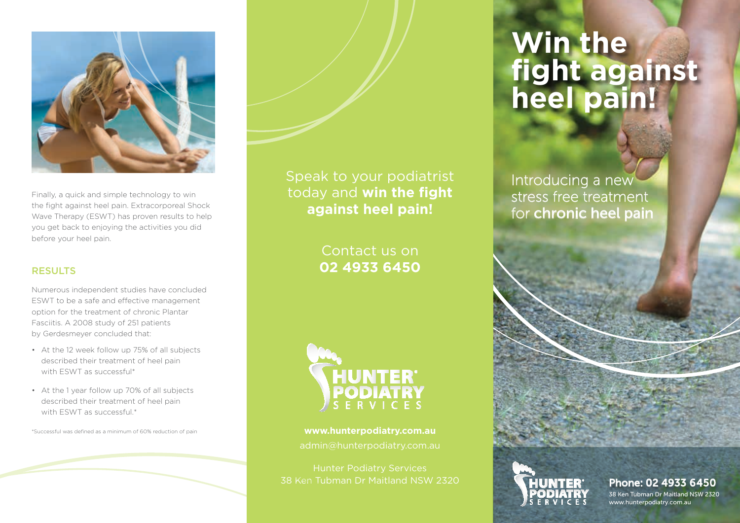Finally, a quick and simple technology to win the fight against heel pain. Extracorporeal Shock Wave Therapy (ESWT) has proven results to help you get back to enjoying the activities you did before your heel pain.

## RESULTS

Numerous independent studies have concluded ESWT to be a safe and effective management option for the treatment of chronic Plantar Fasciitis. A 2008 study of 251 patients by Gerdesmeyer concluded that:

- At the 12 week follow up 75% of all subjects described their treatment of heel pain with ESWT as successful*
- At the 1 year follow up 70% of all subjects described their treatment of heel pain with ESWT as successful.*

*Successful was defined as a minimum of 60% reduction of pain

Speak to your podiatrist today and **win the fight against heel pain!**

Contact us on
**02 4933 6450**

HUNTER PODIATRY SERVICES

**www.hunterpodiatry.com.au**
admin@hunterpodiatry.com.au

Hunter Podiatry Services
38 Ken Tubman Dr Maitland NSW 2320

# Win the fight against heel pain!

Introducing a new stress free treatment for **chronic heel pain**

HUNTER PODIATRY SERVICES

**Phone: 02 4933 6450**
38 Ken Tubman Dr Maitland NSW 2320
www.hunterpodiatry.com.au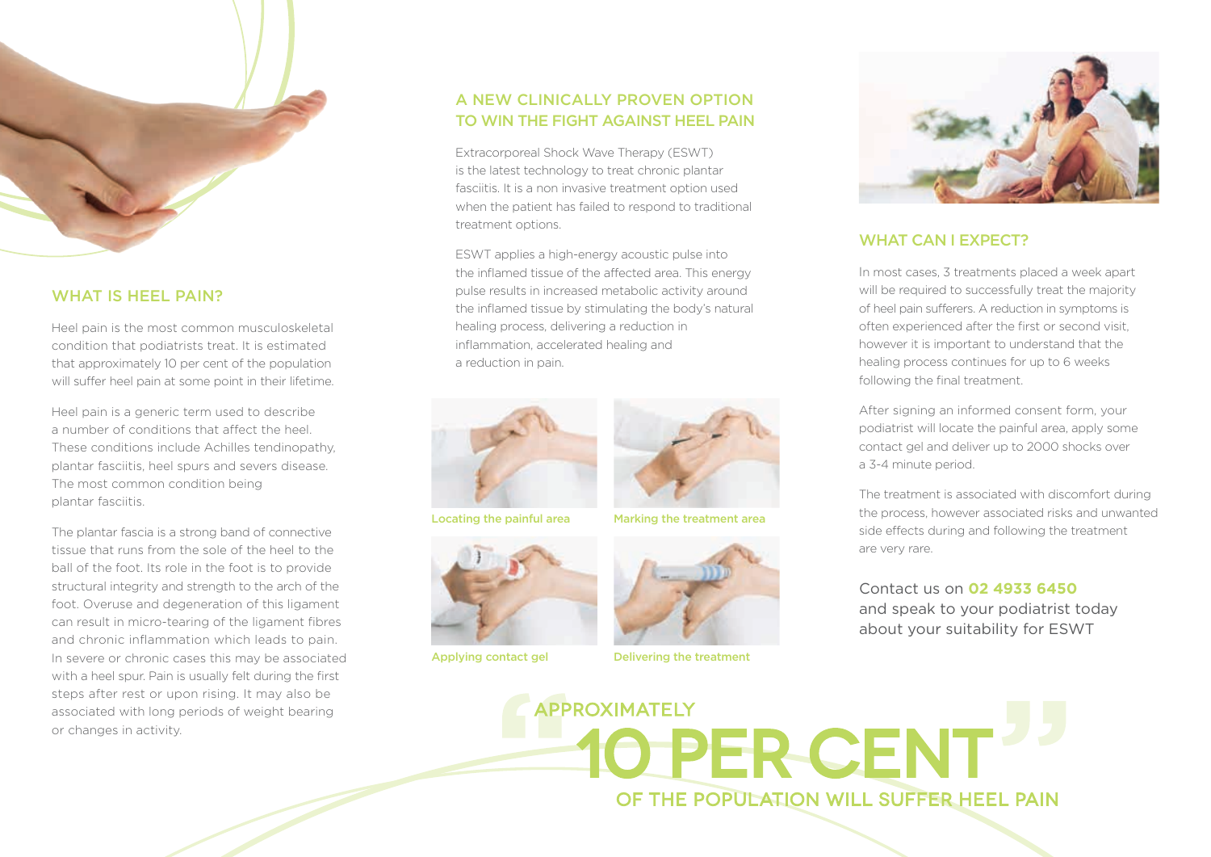## WHAT IS HEEL PAIN?

Heel pain is the most common musculoskeletal condition that podiatrists treat. It is estimated that approximately 10 per cent of the population will suffer heel pain at some point in their lifetime.

Heel pain is a generic term used to describe a number of conditions that affect the heel. These conditions include Achilles tendinopathy, plantar fasciitis, heel spurs and severs disease. The most common condition being plantar fasciitis.

The plantar fascia is a strong band of connective tissue that runs from the sole of the heel to the ball of the foot. Its role in the foot is to provide structural integrity and strength to the arch of the foot. Overuse and degeneration of this ligament can result in micro-tearing of the ligament fibres and chronic inflammation which leads to pain. In severe or chronic cases this may be associated with a heel spur. Pain is usually felt during the first steps after rest or upon rising. It may also be associated with long periods of weight bearing or changes in activity.

## A NEW CLINICALLY PROVEN OPTION TO WIN THE FIGHT AGAINST HEEL PAIN

Extracorporeal Shock Wave Therapy (ESWT) is the latest technology to treat chronic plantar fasciitis. It is a non invasive treatment option used when the patient has failed to respond to traditional treatment options.

ESWT applies a high-energy acoustic pulse into the inflamed tissue of the affected area. This energy pulse results in increased metabolic activity around the inflamed tissue by stimulating the body's natural healing process, delivering a reduction in inflammation, accelerated healing and a reduction in pain.

Locating the painful area

Marking the treatment area

Applying contact gel

Delivering the treatment

"APPROXIMATELY **10 PER CENT** OF THE POPULATION WILL SUFFER HEEL PAIN"

## WHAT CAN I EXPECT?

In most cases, 3 treatments placed a week apart will be required to successfully treat the majority of heel pain sufferers. A reduction in symptoms is often experienced after the first or second visit, however it is important to understand that the healing process continues for up to 6 weeks following the final treatment.

After signing an informed consent form, your podiatrist will locate the painful area, apply some contact gel and deliver up to 2000 shocks over a 3-4 minute period.

The treatment is associated with discomfort during the process, however associated risks and unwanted side effects during and following the treatment are very rare.

Contact us on **02 4933 6450** and speak to your podiatrist today about your suitability for ESWT